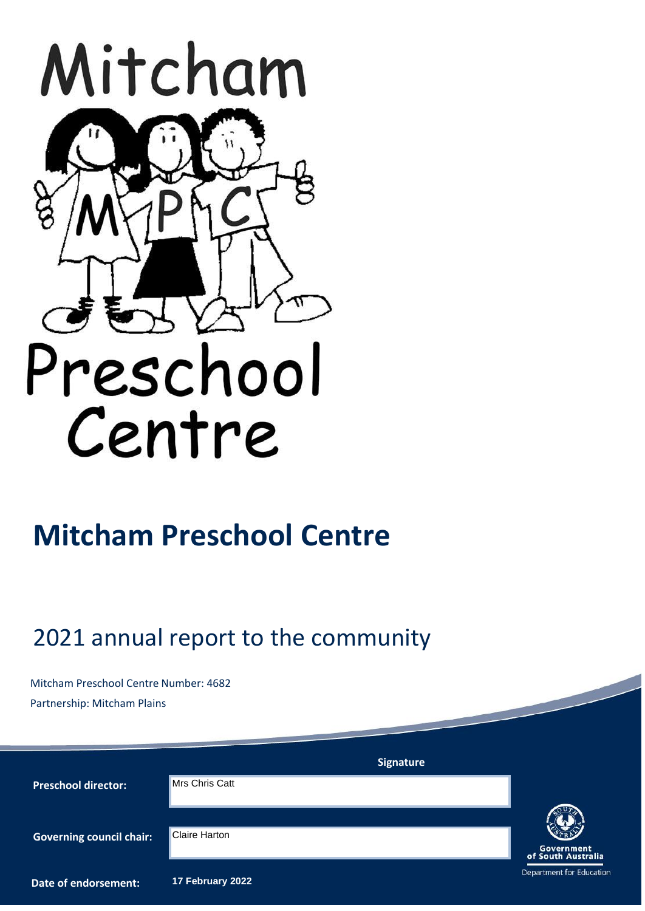# Mitcham Preschool Centre

## 2021 annual report to the community

Mitcham Preschool Centre Number: 4682

Partnership: Mitcham Plains

| | Signature |
|---|---|
| **Preschool director:** | Mrs Chris Catt |
| **Governing council chair:** | Claire Harton |
| **Date of endorsement:** | **17 February 2022** |

Government of South Australia

Department for Education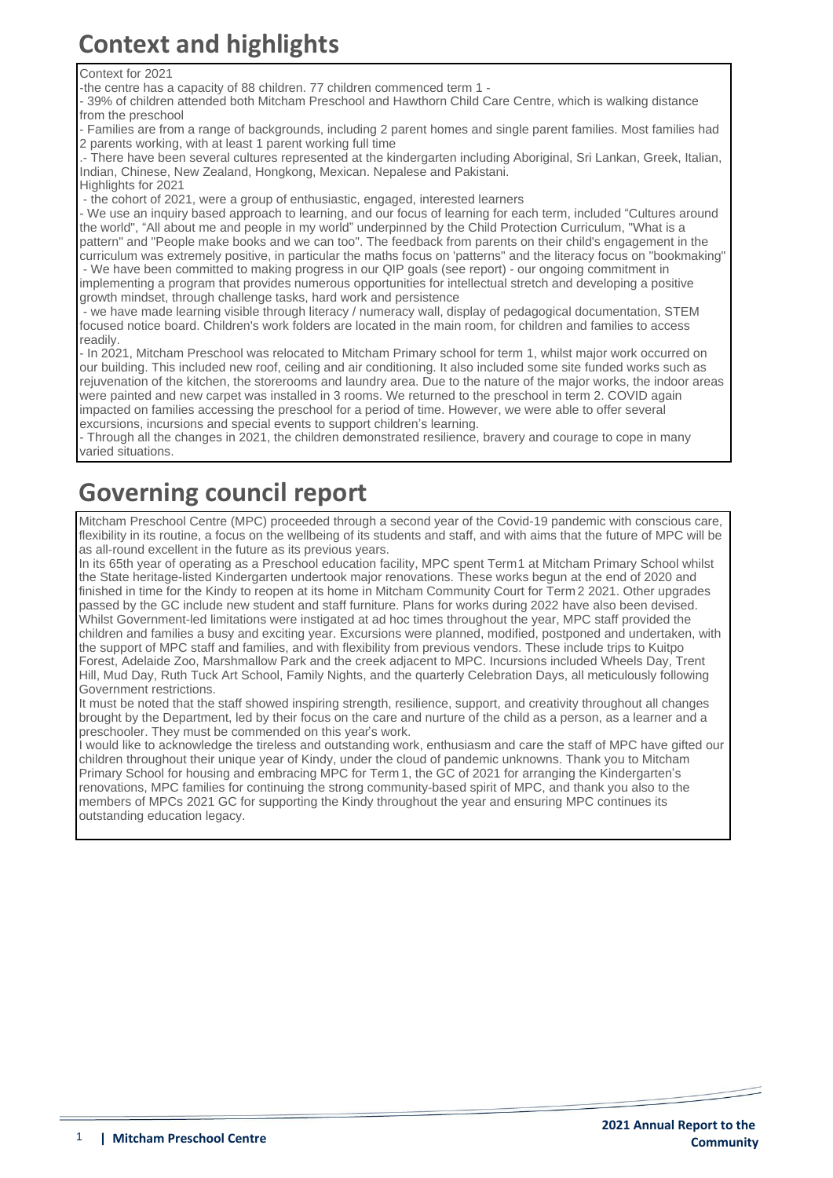# Context and highlights

Context for 2021

-the centre has a capacity of 88 children. 77 children commenced term 1 -

- 39% of children attended both Mitcham Preschool and Hawthorn Child Care Centre, which is walking distance from the preschool
- Families are from a range of backgrounds, including 2 parent homes and single parent families. Most families had 2 parents working, with at least 1 parent working full time

.- There have been several cultures represented at the kindergarten including Aboriginal, Sri Lankan, Greek, Italian, Indian, Chinese, New Zealand, Hongkong, Mexican. Nepalese and Pakistani.

Highlights for 2021

- the cohort of 2021, were a group of enthusiastic, engaged, interested learners
- We use an inquiry based approach to learning, and our focus of learning for each term, included "Cultures around the world", "All about me and people in my world" underpinned by the Child Protection Curriculum, "What is a pattern" and "People make books and we can too". The feedback from parents on their child's engagement in the curriculum was extremely positive, in particular the maths focus on 'patterns" and the literacy focus on "bookmaking"
- We have been committed to making progress in our QIP goals (see report) - our ongoing commitment in implementing a program that provides numerous opportunities for intellectual stretch and developing a positive growth mindset, through challenge tasks, hard work and persistence
- we have made learning visible through literacy / numeracy wall, display of pedagogical documentation, STEM focused notice board. Children's work folders are located in the main room, for children and families to access readily.
- In 2021, Mitcham Preschool was relocated to Mitcham Primary school for term 1, whilst major work occurred on our building. This included new roof, ceiling and air conditioning. It also included some site funded works such as rejuvenation of the kitchen, the storerooms and laundry area. Due to the nature of the major works, the indoor areas were painted and new carpet was installed in 3 rooms. We returned to the preschool in term 2. COVID again impacted on families accessing the preschool for a period of time. However, we were able to offer several excursions, incursions and special events to support children's learning.
- Through all the changes in 2021, the children demonstrated resilience, bravery and courage to cope in many varied situations.

# Governing council report

Mitcham Preschool Centre (MPC) proceeded through a second year of the Covid-19 pandemic with conscious care, flexibility in its routine, a focus on the wellbeing of its students and staff, and with aims that the future of MPC will be as all-round excellent in the future as its previous years.

In its 65th year of operating as a Preschool education facility, MPC spent Term 1 at Mitcham Primary School whilst the State heritage-listed Kindergarten undertook major renovations. These works begun at the end of 2020 and finished in time for the Kindy to reopen at its home in Mitcham Community Court for Term 2 2021. Other upgrades passed by the GC include new student and staff furniture. Plans for works during 2022 have also been devised. Whilst Government-led limitations were instigated at ad hoc times throughout the year, MPC staff provided the children and families a busy and exciting year. Excursions were planned, modified, postponed and undertaken, with the support of MPC staff and families, and with flexibility from previous vendors. These include trips to Kuitpo Forest, Adelaide Zoo, Marshmallow Park and the creek adjacent to MPC. Incursions included Wheels Day, Trent Hill, Mud Day, Ruth Tuck Art School, Family Nights, and the quarterly Celebration Days, all meticulously following Government restrictions.

It must be noted that the staff showed inspiring strength, resilience, support, and creativity throughout all changes brought by the Department, led by their focus on the care and nurture of the child as a person, as a learner and a preschooler. They must be commended on this year's work.

I would like to acknowledge the tireless and outstanding work, enthusiasm and care the staff of MPC have gifted our children throughout their unique year of Kindy, under the cloud of pandemic unknowns. Thank you to Mitcham Primary School for housing and embracing MPC for Term 1, the GC of 2021 for arranging the Kindergarten's renovations, MPC families for continuing the strong community-based spirit of MPC, and thank you also to the members of MPCs 2021 GC for supporting the Kindy throughout the year and ensuring MPC continues its outstanding education legacy.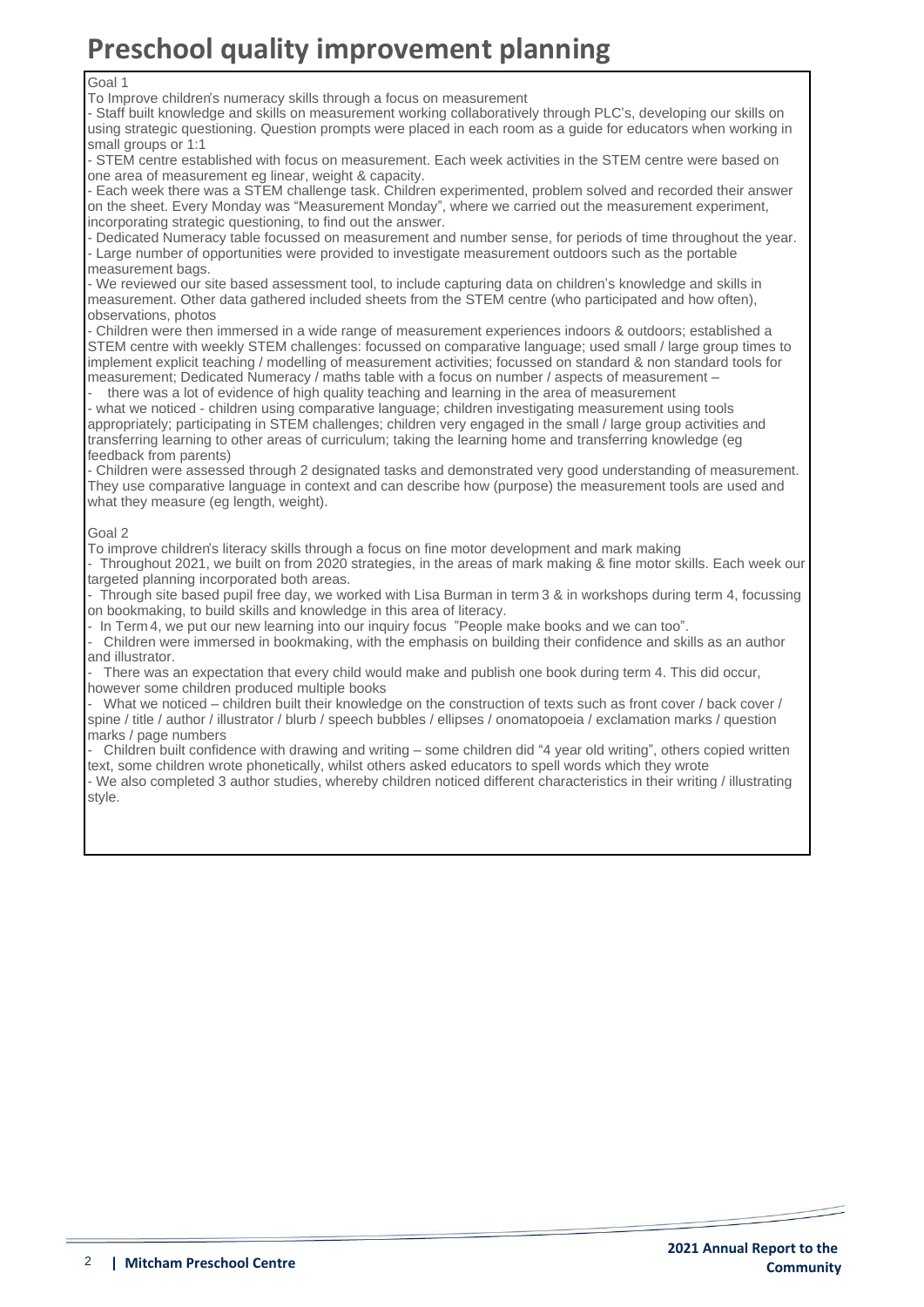# Preschool quality improvement planning

Goal 1

To Improve children's numeracy skills through a focus on measurement

- Staff built knowledge and skills on measurement working collaboratively through PLC's, developing our skills on using strategic questioning. Question prompts were placed in each room as a guide for educators when working in small groups or 1:1
- STEM centre established with focus on measurement. Each week activities in the STEM centre were based on one area of measurement eg linear, weight & capacity.
- Each week there was a STEM challenge task. Children experimented, problem solved and recorded their answer on the sheet. Every Monday was "Measurement Monday", where we carried out the measurement experiment, incorporating strategic questioning, to find out the answer.
- Dedicated Numeracy table focussed on measurement and number sense, for periods of time throughout the year.
- Large number of opportunities were provided to investigate measurement outdoors such as the portable measurement bags.
- We reviewed our site based assessment tool, to include capturing data on children's knowledge and skills in measurement. Other data gathered included sheets from the STEM centre (who participated and how often), observations, photos
- Children were then immersed in a wide range of measurement experiences indoors & outdoors; established a STEM centre with weekly STEM challenges: focussed on comparative language; used small / large group times to implement explicit teaching / modelling of measurement activities; focussed on standard & non standard tools for measurement; Dedicated Numeracy / maths table with a focus on number / aspects of measurement –
- there was a lot of evidence of high quality teaching and learning in the area of measurement
- what we noticed - children using comparative language; children investigating measurement using tools appropriately; participating in STEM challenges; children very engaged in the small / large group activities and transferring learning to other areas of curriculum; taking the learning home and transferring knowledge (eg feedback from parents)
- Children were assessed through 2 designated tasks and demonstrated very good understanding of measurement. They use comparative language in context and can describe how (purpose) the measurement tools are used and what they measure (eg length, weight).

Goal 2

To improve children's literacy skills through a focus on fine motor development and mark making

- Throughout 2021, we built on from 2020 strategies, in the areas of mark making & fine motor skills. Each week our targeted planning incorporated both areas.
- Through site based pupil free day, we worked with Lisa Burman in term 3 & in workshops during term 4, focussing on bookmaking, to build skills and knowledge in this area of literacy.
- In Term 4, we put our new learning into our inquiry focus "People make books and we can too".
- Children were immersed in bookmaking, with the emphasis on building their confidence and skills as an author and illustrator.
- There was an expectation that every child would make and publish one book during term 4. This did occur, however some children produced multiple books
- What we noticed – children built their knowledge on the construction of texts such as front cover / back cover / spine / title / author / illustrator / blurb / speech bubbles / ellipses / onomatopoeia / exclamation marks / question marks / page numbers
- Children built confidence with drawing and writing – some children did "4 year old writing", others copied written text, some children wrote phonetically, whilst others asked educators to spell words which they wrote
- We also completed 3 author studies, whereby children noticed different characteristics in their writing / illustrating style.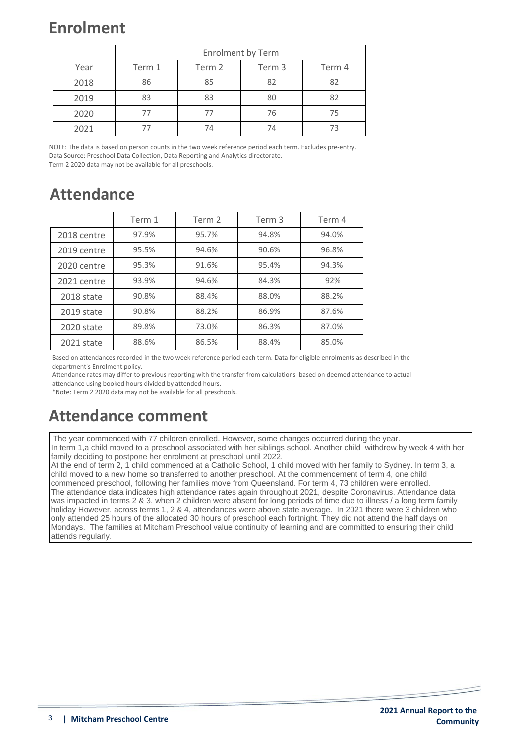# Enrolment

| | Enrolment by Term | | | |
|---|---|---|---|---|
| Year | Term 1 | Term 2 | Term 3 | Term 4 |
| 2018 | 86 | 85 | 82 | 82 |
| 2019 | 83 | 83 | 80 | 82 |
| 2020 | 77 | 77 | 76 | 75 |
| 2021 | 77 | 74 | 74 | 73 |

NOTE: The data is based on person counts in the two week reference period each term. Excludes pre-entry.
Data Source: Preschool Data Collection, Data Reporting and Analytics directorate.
Term 2 2020 data may not be available for all preschools.

# Attendance

| | Term 1 | Term 2 | Term 3 | Term 4 |
|---|---|---|---|---|
| 2018 centre | 97.9% | 95.7% | 94.8% | 94.0% |
| 2019 centre | 95.5% | 94.6% | 90.6% | 96.8% |
| 2020 centre | 95.3% | 91.6% | 95.4% | 94.3% |
| 2021 centre | 93.9% | 94.6% | 84.3% | 92% |
| 2018 state | 90.8% | 88.4% | 88.0% | 88.2% |
| 2019 state | 90.8% | 88.2% | 86.9% | 87.6% |
| 2020 state | 89.8% | 73.0% | 86.3% | 87.0% |
| 2021 state | 88.6% | 86.5% | 88.4% | 85.0% |

Based on attendances recorded in the two week reference period each term. Data for eligible enrolments as described in the department's Enrolment policy.
Attendance rates may differ to previous reporting with the transfer from calculations based on deemed attendance to actual attendance using booked hours divided by attended hours.
*Note: Term 2 2020 data may not be available for all preschools.

# Attendance comment

The year commenced with 77 children enrolled. However, some changes occurred during the year.
In term 1,a child moved to a preschool associated with her siblings school. Another child withdrew by week 4 with her family deciding to postpone her enrolment at preschool until 2022.
At the end of term 2, 1 child commenced at a Catholic School, 1 child moved with her family to Sydney. In term 3, a child moved to a new home so transferred to another preschool. At the commencement of term 4, one child commenced preschool, following her families move from Queensland. For term 4, 73 children were enrolled.
The attendance data indicates high attendance rates again throughout 2021, despite Coronavirus. Attendance data was impacted in terms 2 & 3, when 2 children were absent for long periods of time due to illness / a long term family holiday However, across terms 1, 2 & 4, attendances were above state average. In 2021 there were 3 children who only attended 25 hours of the allocated 30 hours of preschool each fortnight. They did not attend the half days on Mondays. The families at Mitcham Preschool value continuity of learning and are committed to ensuring their child attends regularly.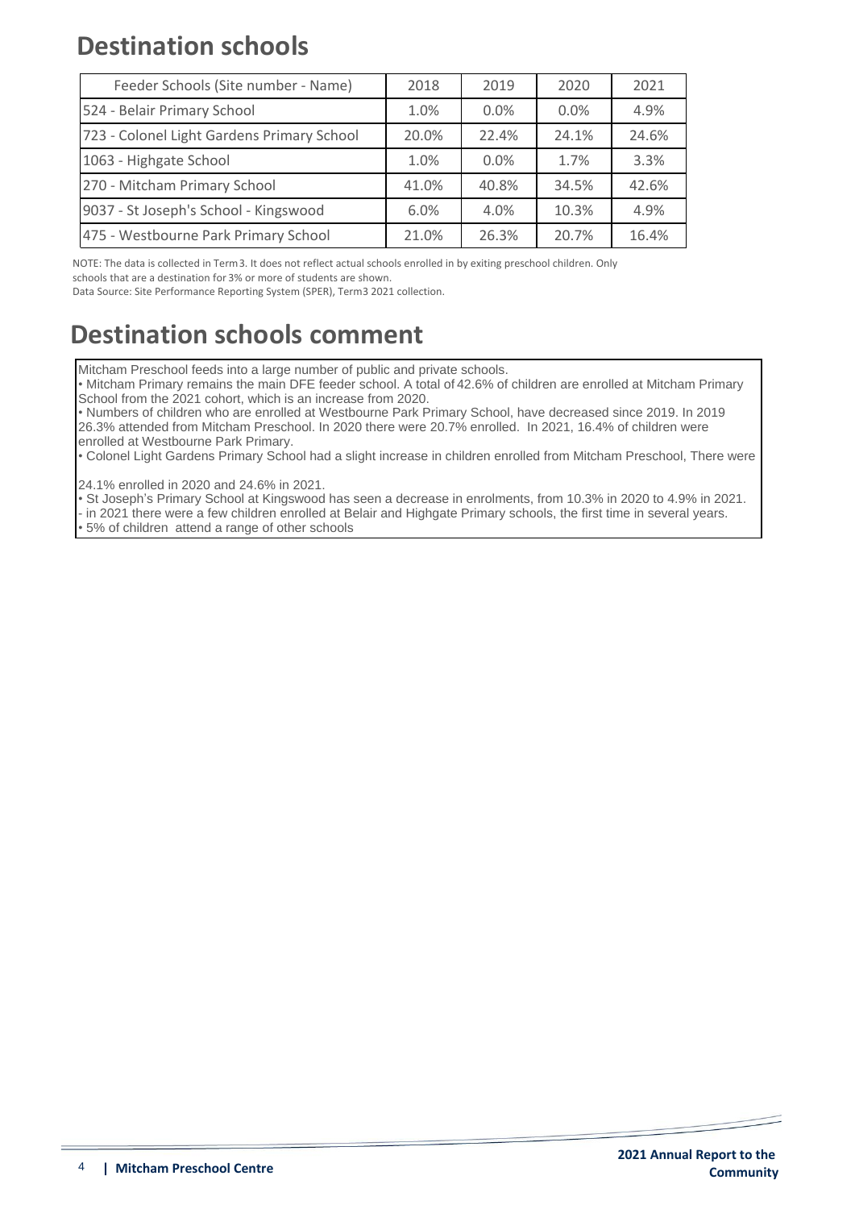## Destination schools

| Feeder Schools (Site number - Name) | 2018 | 2019 | 2020 | 2021 |
|---|---|---|---|---|
| 524 - Belair Primary School | 1.0% | 0.0% | 0.0% | 4.9% |
| 723 - Colonel Light Gardens Primary School | 20.0% | 22.4% | 24.1% | 24.6% |
| 1063 - Highgate School | 1.0% | 0.0% | 1.7% | 3.3% |
| 270 - Mitcham Primary School | 41.0% | 40.8% | 34.5% | 42.6% |
| 9037 - St Joseph's School - Kingswood | 6.0% | 4.0% | 10.3% | 4.9% |
| 475 - Westbourne Park Primary School | 21.0% | 26.3% | 20.7% | 16.4% |

NOTE: The data is collected in Term3. It does not reflect actual schools enrolled in by exiting preschool children. Only schools that are a destination for 3% or more of students are shown.
Data Source: Site Performance Reporting System (SPER), Term3 2021 collection.

## Destination schools comment

Mitcham Preschool feeds into a large number of public and private schools.

• Mitcham Primary remains the main DFE feeder school. A total of 42.6% of children are enrolled at Mitcham Primary School from the 2021 cohort, which is an increase from 2020.

• Numbers of children who are enrolled at Westbourne Park Primary School, have decreased since 2019. In 2019 26.3% attended from Mitcham Preschool. In 2020 there were 20.7% enrolled. In 2021, 16.4% of children were enrolled at Westbourne Park Primary.

• Colonel Light Gardens Primary School had a slight increase in children enrolled from Mitcham Preschool, There were

24.1% enrolled in 2020 and 24.6% in 2021.

• St Joseph's Primary School at Kingswood has seen a decrease in enrolments, from 10.3% in 2020 to 4.9% in 2021.

- in 2021 there were a few children enrolled at Belair and Highgate Primary schools, the first time in several years.

• 5% of children attend a range of other schools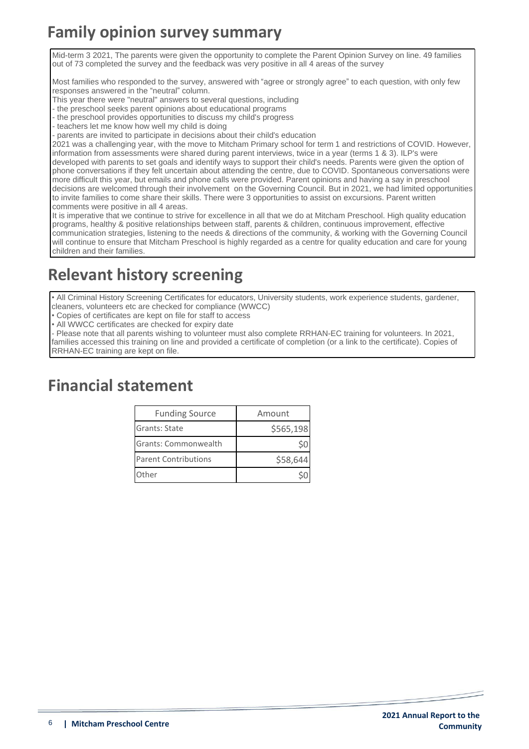## Family opinion survey summary

Mid-term 3 2021, The parents were given the opportunity to complete the Parent Opinion Survey on line. 49 families out of 73 completed the survey and the feedback was very positive in all 4 areas of the survey

Most families who responded to the survey, answered with "agree or strongly agree" to each question, with only few responses answered in the "neutral" column.

This year there were "neutral" answers to several questions, including

- the preschool seeks parent opinions about educational programs
- the preschool provides opportunities to discuss my child's progress
- teachers let me know how well my child is doing
- parents are invited to participate in decisions about their child's education

2021 was a challenging year, with the move to Mitcham Primary school for term 1 and restrictions of COVID. However, information from assessments were shared during parent interviews, twice in a year (terms 1 & 3). ILP's were developed with parents to set goals and identify ways to support their child's needs. Parents were given the option of phone conversations if they felt uncertain about attending the centre, due to COVID. Spontaneous conversations were more difficult this year, but emails and phone calls were provided. Parent opinions and having a say in preschool decisions are welcomed through their involvement on the Governing Council. But in 2021, we had limited opportunities to invite families to come share their skills. There were 3 opportunities to assist on excursions. Parent written comments were positive in all 4 areas.

It is imperative that we continue to strive for excellence in all that we do at Mitcham Preschool. High quality education programs, healthy & positive relationships between staff, parents & children, continuous improvement, effective communication strategies, listening to the needs & directions of the community, & working with the Governing Council will continue to ensure that Mitcham Preschool is highly regarded as a centre for quality education and care for young children and their families.

## Relevant history screening

- All Criminal History Screening Certificates for educators, University students, work experience students, gardener, cleaners, volunteers etc are checked for compliance (WWCC)
- Copies of certificates are kept on file for staff to access
- All WWCC certificates are checked for expiry date
- Please note that all parents wishing to volunteer must also complete RRHAN-EC training for volunteers. In 2021, families accessed this training on line and provided a certificate of completion (or a link to the certificate). Copies of RRHAN-EC training are kept on file.

## Financial statement

| Funding Source | Amount |
|---|---|
| Grants: State | $565,198 |
| Grants: Commonwealth | $0 |
| Parent Contributions | $58,644 |
| Other | $0 |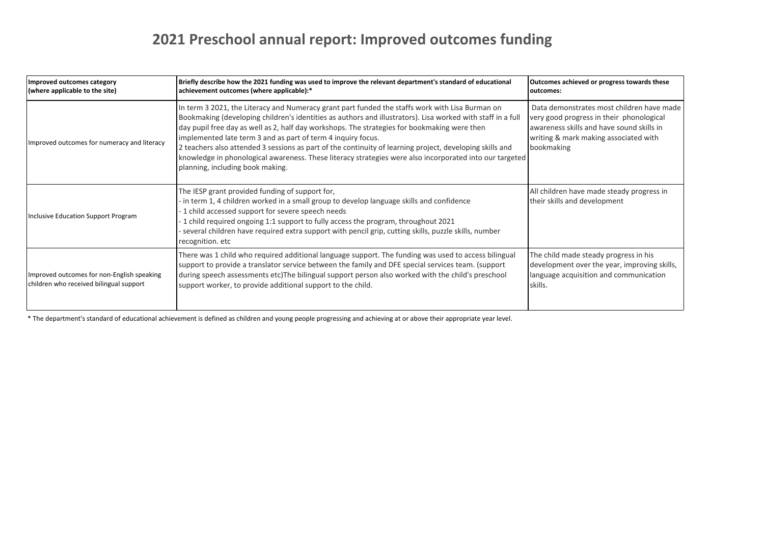# 2021 Preschool annual report: Improved outcomes funding

| Improved outcomes category (where applicable to the site) | Briefly describe how the 2021 funding was used to improve the relevant department's standard of educational achievement outcomes (where applicable):* | Outcomes achieved or progress towards these outcomes: |
|---|---|---|
| Improved outcomes for numeracy and literacy | In term 3 2021, the Literacy and Numeracy grant part funded the staffs work with Lisa Burman on Bookmaking (developing children's identities as authors and illustrators). Lisa worked with staff in a full day pupil free day as well as 2, half day workshops. The strategies for bookmaking were then implemented late term 3 and as part of term 4 inquiry focus.<br>2 teachers also attended 3 sessions as part of the continuity of learning project, developing skills and knowledge in phonological awareness. These literacy strategies were also incorporated into our targeted planning, including book making. | Data demonstrates most children have made very good progress in their phonological awareness skills and have sound skills in writing & mark making associated with bookmaking |
| Inclusive Education Support Program | The IESP grant provided funding of support for,<br>- in term 1, 4 children worked in a small group to develop language skills and confidence<br>- 1 child accessed support for severe speech needs<br>- 1 child required ongoing 1:1 support to fully access the program, throughout 2021<br>- several children have required extra support with pencil grip, cutting skills, puzzle skills, number recognition. etc | All children have made steady progress in their skills and development |
| Improved outcomes for non-English speaking children who received bilingual support | There was 1 child who required additional language support. The funding was used to access bilingual support to provide a translator service between the family and DFE special services team. (support during speech assessments etc)The bilingual support person also worked with the child's preschool support worker, to provide additional support to the child. | The child made steady progress in his development over the year, improving skills, language acquisition and communication skills. |

* The department's standard of educational achievement is defined as children and young people progressing and achieving at or above their appropriate year level.